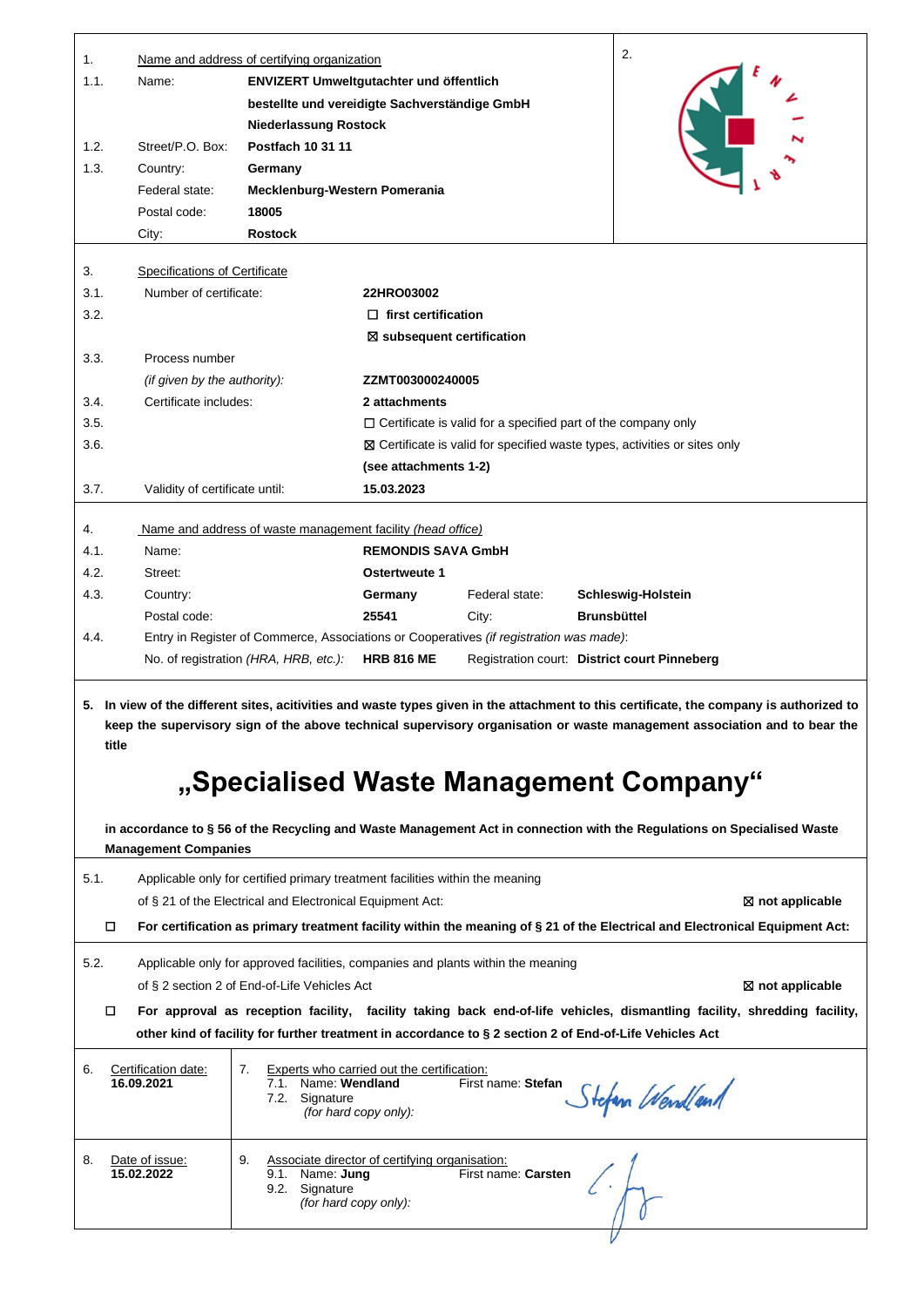| | | | |
|---|---|---|---|
| 1. | Name and address of certifying organization | | 2. |
| 1.1. | Name: | **ENVIZERT Umweltgutachter und öffentlich bestellte und vereidigte Sachverständige GmbH Niederlassung Rostock** | |
| 1.2. | Street/P.O. Box: | **Postfach 10 31 11** | |
| 1.3. | Country: | **Germany** | |
| | Federal state: | **Mecklenburg-Western Pomerania** | |
| | Postal code: | **18005** | |
| | City: | **Rostock** | |

| | | | | |
|---|---|---|---|---|
| 3. | Specifications of Certificate | | | |
| 3.1. | Number of certificate: | **22HRO03002** | | |
| 3.2. | | ☐ **first certification** | | |
| | | ☒ **subsequent certification** | | |
| 3.3. | Process number *(if given by the authority)*: | **ZZMT003000240005** | | |
| 3.4. | Certificate includes: | **2 attachments** | | |
| 3.5. | | ☐ Certificate is valid for a specified part of the company only | | |
| 3.6. | | ☒ Certificate is valid for specified waste types, activities or sites only **(see attachments 1-2)** | | |
| 3.7. | Validity of certificate until: | **15.03.2023** | | |

| | | | | |
|---|---|---|---|---|
| 4. | Name and address of waste management facility *(head office)* | | | |
| 4.1. | Name: | **REMONDIS SAVA GmbH** | | |
| 4.2. | Street: | **Ostertweute 1** | | |
| 4.3. | Country: | **Germany** | Federal state: | **Schleswig-Holstein** |
| | Postal code: | **25541** | City: | **Brunsbüttel** |
| 4.4. | Entry in Register of Commerce, Associations or Cooperatives *(if registration was made)*: | | | |
| | No. of registration *(HRA, HRB, etc.)*: | **HRB 816 ME** | Registration court: | **District court Pinneberg** |

**5. In view of the different sites, acitivities and waste types given in the attachment to this certificate, the company is authorized to keep the supervisory sign of the above technical supervisory organisation or waste management association and to bear the title**

# „Specialised Waste Management Company“

**in accordance to § 56 of the Recycling and Waste Management Act in connection with the Regulations on Specialised Waste Management Companies**

5.1. Applicable only for certified primary treatment facilities within the meaning of § 21 of the Electrical and Electronical Equipment Act: ☒ **not applicable**

☐ **For certification as primary treatment facility within the meaning of § 21 of the Electrical and Electronical Equipment Act:**

5.2. Applicable only for approved facilities, companies and plants within the meaning of § 2 section 2 of End-of-Life Vehicles Act ☒ **not applicable**

☐ **For approval as reception facility, facility taking back end-of-life vehicles, dismantling facility, shredding facility, other kind of facility for further treatment in accordance to § 2 section 2 of End-of-Life Vehicles Act**

| | |
|---|---|
| 6. Certification date: **16.09.2021** | 7. Experts who carried out the certification:<br>7.1. Name: **Wendland** First name: **Stefan**<br>7.2. Signature *(for hard copy only)*: Stefan Wendland |
| 8. Date of issue: **15.02.2022** | 9. Associate director of certifying organisation:<br>9.1. Name: **Jung** First name: **Carsten**<br>9.2. Signature *(for hard copy only)*: |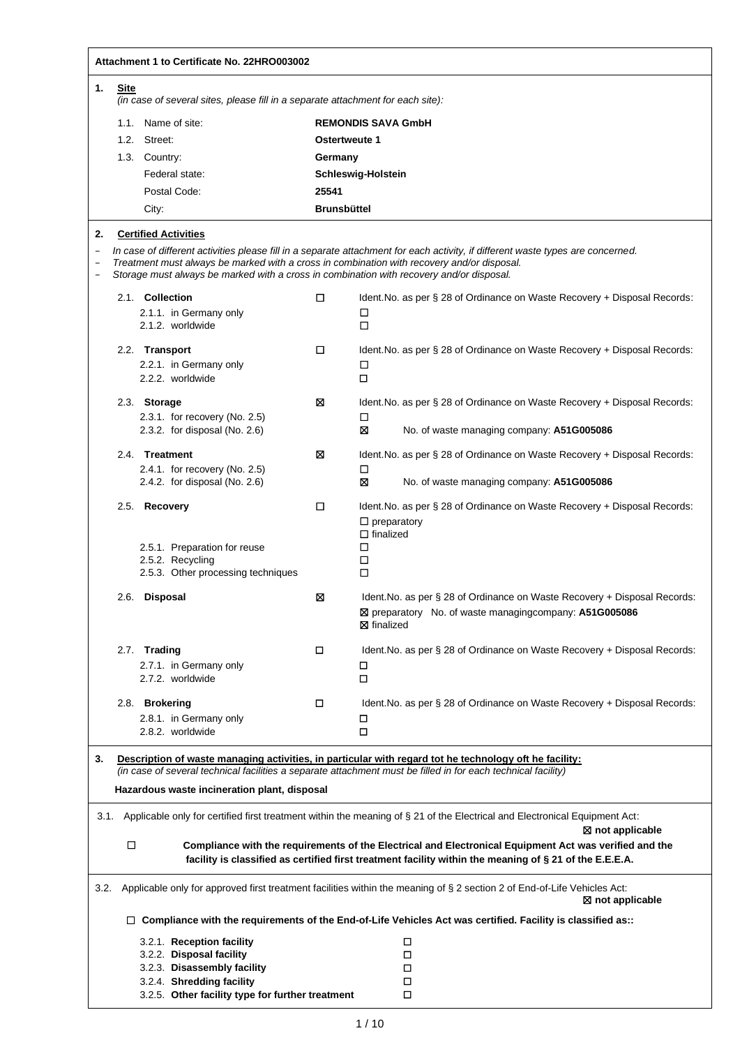**Attachment 1 to Certificate No. 22HRO003002**

**1. Site**

*(in case of several sites, please fill in a separate attachment for each site):*

| | |
|---|---|
| 1.1. Name of site: | **REMONDIS SAVA GmbH** |
| 1.2. Street: | **Ostertweute 1** |
| 1.3. Country: | **Germany** |
| Federal state: | **Schleswig-Holstein** |
| Postal Code: | **25541** |
| City: | **Brunsbüttel** |

**2. Certified Activities**

- *In case of different activities please fill in a separate attachment for each activity, if different waste types are concerned.*
- *Treatment must always be marked with a cross in combination with recovery and/or disposal.*
- *Storage must always be marked with a cross in combination with recovery and/or disposal.*

| | | |
|---|---|---|
| 2.1. **Collection** | ☐ | Ident.No. as per § 28 of Ordinance on Waste Recovery + Disposal Records: |
| 2.1.1. in Germany only | | ☐ |
| 2.1.2. worldwide | | ☐ |
| 2.2. **Transport** | ☐ | Ident.No. as per § 28 of Ordinance on Waste Recovery + Disposal Records: |
| 2.2.1. in Germany only | | ☐ |
| 2.2.2. worldwide | | ☐ |
| 2.3. **Storage** | ☒ | Ident.No. as per § 28 of Ordinance on Waste Recovery + Disposal Records: |
| 2.3.1. for recovery (No. 2.5) | | ☐ |
| 2.3.2. for disposal (No. 2.6) | | ☒ No. of waste managing company: **A51G005086** |
| 2.4. **Treatment** | ☒ | Ident.No. as per § 28 of Ordinance on Waste Recovery + Disposal Records: |
| 2.4.1. for recovery (No. 2.5) | | ☐ |
| 2.4.2. for disposal (No. 2.6) | | ☒ No. of waste managing company: **A51G005086** |
| 2.5. **Recovery** | ☐ | Ident.No. as per § 28 of Ordinance on Waste Recovery + Disposal Records: |
| | | ☐ preparatory |
| | | ☐ finalized |
| 2.5.1. Preparation for reuse | | ☐ |
| 2.5.2. Recycling | | ☐ |
| 2.5.3. Other processing techniques | | ☐ |
| 2.6. **Disposal** | ☒ | Ident.No. as per § 28 of Ordinance on Waste Recovery + Disposal Records: |
| | | ☒ preparatory No. of waste managingcompany: **A51G005086** |
| | | ☒ finalized |
| 2.7. **Trading** | ☐ | Ident.No. as per § 28 of Ordinance on Waste Recovery + Disposal Records: |
| 2.7.1. in Germany only | | ☐ |
| 2.7.2. worldwide | | ☐ |
| 2.8. **Brokering** | ☐ | Ident.No. as per § 28 of Ordinance on Waste Recovery + Disposal Records: |
| 2.8.1. in Germany only | | ☐ |
| 2.8.2. worldwide | | ☐ |

**3. Description of waste managing activities, in particular with regard tot he technology oft he facility:**

*(in case of several technical facilities a separate attachment must be filled in for each technical facility)*

**Hazardous waste incineration plant, disposal**

3.1. Applicable only for certified first treatment within the meaning of § 21 of the Electrical and Electronical Equipment Act:

☒ **not applicable**

☐ **Compliance with the requirements of the Electrical and Electronical Equipment Act was verified and the facility is classified as certified first treatment facility within the meaning of § 21 of the E.E.E.A.**

3.2. Applicable only for approved first treatment facilities within the meaning of § 2 section 2 of End-of-Life Vehicles Act:

☒ **not applicable**

☐ **Compliance with the requirements of the End-of-Life Vehicles Act was certified. Facility is classified as::**

| | |
|---|---|
| 3.2.1. **Reception facility** | ☐ |
| 3.2.2. **Disposal facility** | ☐ |
| 3.2.3. **Disassembly facility** | ☐ |
| 3.2.4. **Shredding facility** | ☐ |
| 3.2.5. **Other facility type for further treatment** | ☐ |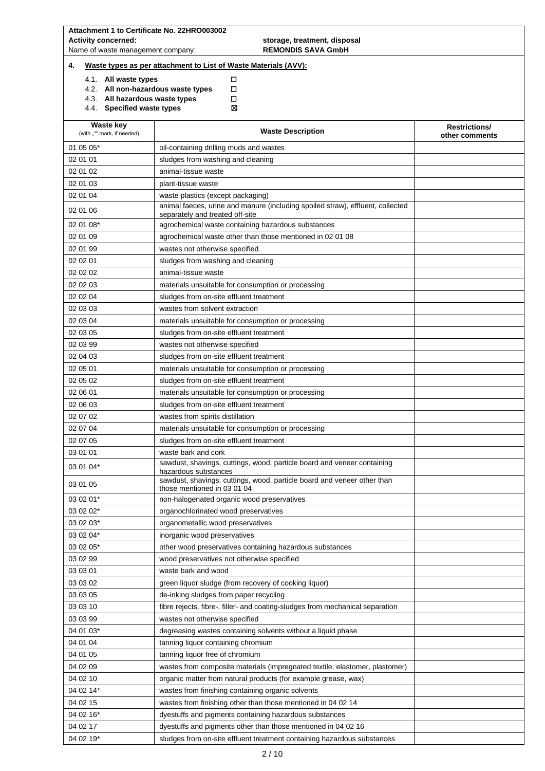**Attachment 1 to Certificate No. 22HRO003002**

**Activity concerned:** **storage, treatment, disposal**

Name of waste management company: **REMONDIS SAVA GmbH**

**4. Waste types as per attachment to List of Waste Materials (AVV):**

4.1. **All waste types** ☐
4.2. **All non-hazardous waste types** ☐
4.3. **All hazardous waste types** ☐
4.4. **Specified waste types** ☒

| Waste key (with „*" mark, if needed) | Waste Description | Restrictions/ other comments |
|---|---|---|
| 01 05 05* | oil-containing drilling muds and wastes | |
| 02 01 01 | sludges from washing and cleaning | |
| 02 01 02 | animal-tissue waste | |
| 02 01 03 | plant-tissue waste | |
| 02 01 04 | waste plastics (except packaging) | |
| 02 01 06 | animal faeces, urine and manure (including spoiled straw), effluent, collected separately and treated off-site | |
| 02 01 08* | agrochemical waste containing hazardous substances | |
| 02 01 09 | agrochemical waste other than those mentioned in 02 01 08 | |
| 02 01 99 | wastes not otherwise specified | |
| 02 02 01 | sludges from washing and cleaning | |
| 02 02 02 | animal-tissue waste | |
| 02 02 03 | materials unsuitable for consumption or processing | |
| 02 02 04 | sludges from on-site effluent treatment | |
| 02 03 03 | wastes from solvent extraction | |
| 02 03 04 | materials unsuitable for consumption or processing | |
| 02 03 05 | sludges from on-site effluent treatment | |
| 02 03 99 | wastes not otherwise specified | |
| 02 04 03 | sludges from on-site effluent treatment | |
| 02 05 01 | materials unsuitable for consumption or processing | |
| 02 05 02 | sludges from on-site effluent treatment | |
| 02 06 01 | materials unsuitable for consumption or processing | |
| 02 06 03 | sludges from on-site effluent treatment | |
| 02 07 02 | wastes from spirits distillation | |
| 02 07 04 | materials unsuitable for consumption or processing | |
| 02 07 05 | sludges from on-site effluent treatment | |
| 03 01 01 | waste bark and cork | |
| 03 01 04* | sawdust, shavings, cuttings, wood, particle board and veneer containing hazardous substances | |
| 03 01 05 | sawdust, shavings, cuttings, wood, particle board and veneer other than those mentioned in 03 01 04 | |
| 03 02 01* | non-halogenated organic wood preservatives | |
| 03 02 02* | organochlorinated wood preservatives | |
| 03 02 03* | organometallic wood preservatives | |
| 03 02 04* | inorganic wood preservatives | |
| 03 02 05* | other wood preservatives containing hazardous substances | |
| 03 02 99 | wood preservatives not otherwise specified | |
| 03 03 01 | waste bark and wood | |
| 03 03 02 | green liquor sludge (from recovery of cooking liquor) | |
| 03 03 05 | de-inking sludges from paper recycling | |
| 03 03 10 | fibre rejects, fibre-, filler- and coating-sludges from mechanical separation | |
| 03 03 99 | wastes not otherwise specified | |
| 04 01 03* | degreasing wastes containing solvents without a liquid phase | |
| 04 01 04 | tanning liquor containing chromium | |
| 04 01 05 | tanning liquor free of chromium | |
| 04 02 09 | wastes from composite materials (impregnated textile, elastomer, plastomer) | |
| 04 02 10 | organic matter from natural products (for example grease, wax) | |
| 04 02 14* | wastes from finishing containing organic solvents | |
| 04 02 15 | wastes from finishing other than those mentioned in 04 02 14 | |
| 04 02 16* | dyestuffs and pigments containing hazardous substances | |
| 04 02 17 | dyestuffs and pigments other than those mentioned in 04 02 16 | |
| 04 02 19* | sludges from on-site effluent treatment containing hazardous substances | |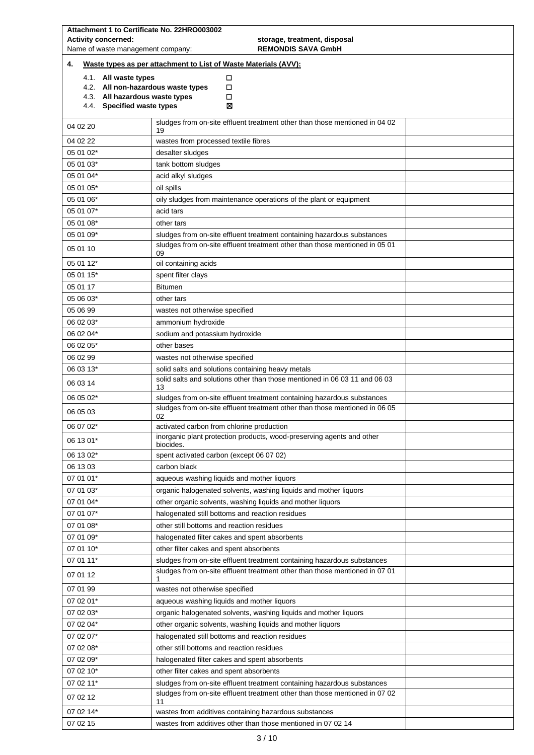**Attachment 1 to Certificate No. 22HRO003002**

**Activity concerned:** **storage, treatment, disposal**

Name of waste management company: **REMONDIS SAVA GmbH**

**4. Waste types as per attachment to List of Waste Materials (AVV):**

- 4.1. **All waste types** ☐
- 4.2. **All non-hazardous waste types** ☐
- 4.3. **All hazardous waste types** ☐
- 4.4. **Specified waste types** ☒

| Code | Description | |
|---|---|---|
| 04 02 20 | sludges from on-site effluent treatment other than those mentioned in 04 02 19 | |
| 04 02 22 | wastes from processed textile fibres | |
| 05 01 02* | desalter sludges | |
| 05 01 03* | tank bottom sludges | |
| 05 01 04* | acid alkyl sludges | |
| 05 01 05* | oil spills | |
| 05 01 06* | oily sludges from maintenance operations of the plant or equipment | |
| 05 01 07* | acid tars | |
| 05 01 08* | other tars | |
| 05 01 09* | sludges from on-site effluent treatment containing hazardous substances | |
| 05 01 10 | sludges from on-site effluent treatment other than those mentioned in 05 01 09 | |
| 05 01 12* | oil containing acids | |
| 05 01 15* | spent filter clays | |
| 05 01 17 | Bitumen | |
| 05 06 03* | other tars | |
| 05 06 99 | wastes not otherwise specified | |
| 06 02 03* | ammonium hydroxide | |
| 06 02 04* | sodium and potassium hydroxide | |
| 06 02 05* | other bases | |
| 06 02 99 | wastes not otherwise specified | |
| 06 03 13* | solid salts and solutions containing heavy metals | |
| 06 03 14 | solid salts and solutions other than those mentioned in 06 03 11 and 06 03 13 | |
| 06 05 02* | sludges from on-site effluent treatment containing hazardous substances | |
| 06 05 03 | sludges from on-site effluent treatment other than those mentioned in 06 05 02 | |
| 06 07 02* | activated carbon from chlorine production | |
| 06 13 01* | inorganic plant protection products, wood-preserving agents and other biocides. | |
| 06 13 02* | spent activated carbon (except 06 07 02) | |
| 06 13 03 | carbon black | |
| 07 01 01* | aqueous washing liquids and mother liquors | |
| 07 01 03* | organic halogenated solvents, washing liquids and mother liquors | |
| 07 01 04* | other organic solvents, washing liquids and mother liquors | |
| 07 01 07* | halogenated still bottoms and reaction residues | |
| 07 01 08* | other still bottoms and reaction residues | |
| 07 01 09* | halogenated filter cakes and spent absorbents | |
| 07 01 10* | other filter cakes and spent absorbents | |
| 07 01 11* | sludges from on-site effluent treatment containing hazardous substances | |
| 07 01 12 | sludges from on-site effluent treatment other than those mentioned in 07 01 1 | |
| 07 01 99 | wastes not otherwise specified | |
| 07 02 01* | aqueous washing liquids and mother liquors | |
| 07 02 03* | organic halogenated solvents, washing liquids and mother liquors | |
| 07 02 04* | other organic solvents, washing liquids and mother liquors | |
| 07 02 07* | halogenated still bottoms and reaction residues | |
| 07 02 08* | other still bottoms and reaction residues | |
| 07 02 09* | halogenated filter cakes and spent absorbents | |
| 07 02 10* | other filter cakes and spent absorbents | |
| 07 02 11* | sludges from on-site effluent treatment containing hazardous substances | |
| 07 02 12 | sludges from on-site effluent treatment other than those mentioned in 07 02 11 | |
| 07 02 14* | wastes from additives containing hazardous substances | |
| 07 02 15 | wastes from additives other than those mentioned in 07 02 14 | |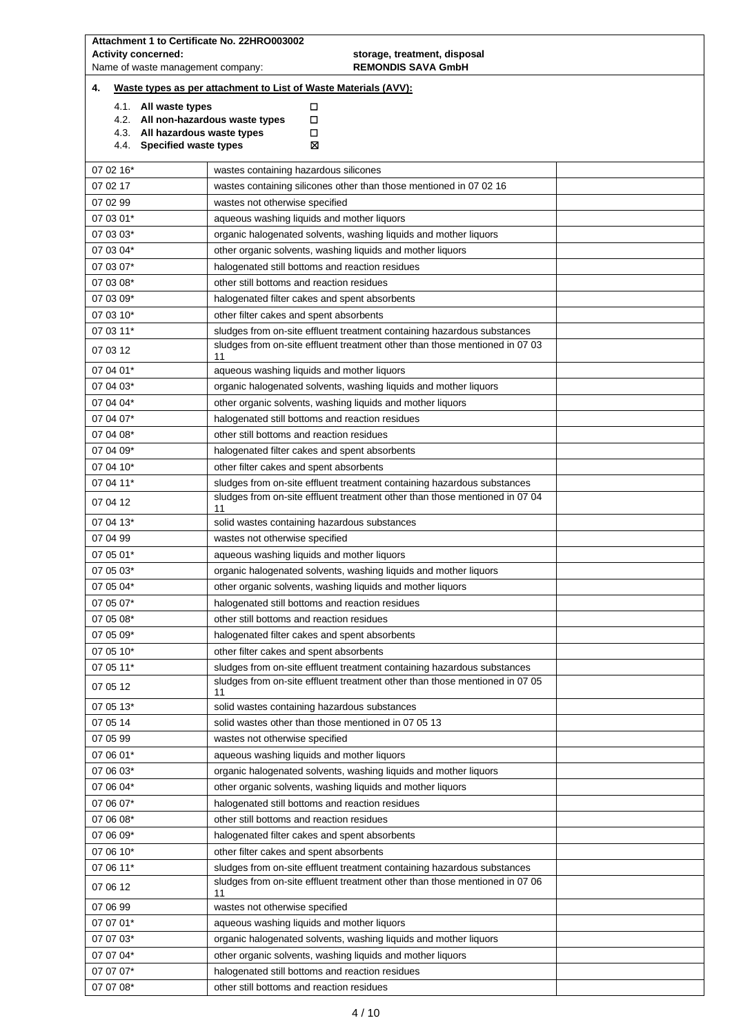**Attachment 1 to Certificate No. 22HRO003002**

**Activity concerned:** **storage, treatment, disposal**

Name of waste management company: **REMONDIS SAVA GmbH**

**4. Waste types as per attachment to List of Waste Materials (AVV):**

4.1. **All waste types** ☐

4.2. **All non-hazardous waste types** ☐

4.3. **All hazardous waste types** ☐

4.4. **Specified waste types** ☒

| | | |
|---|---|---|
| 07 02 16* | wastes containing hazardous silicones | |
| 07 02 17 | wastes containing silicones other than those mentioned in 07 02 16 | |
| 07 02 99 | wastes not otherwise specified | |
| 07 03 01* | aqueous washing liquids and mother liquors | |
| 07 03 03* | organic halogenated solvents, washing liquids and mother liquors | |
| 07 03 04* | other organic solvents, washing liquids and mother liquors | |
| 07 03 07* | halogenated still bottoms and reaction residues | |
| 07 03 08* | other still bottoms and reaction residues | |
| 07 03 09* | halogenated filter cakes and spent absorbents | |
| 07 03 10* | other filter cakes and spent absorbents | |
| 07 03 11* | sludges from on-site effluent treatment containing hazardous substances | |
| 07 03 12 | sludges from on-site effluent treatment other than those mentioned in 07 03 11 | |
| 07 04 01* | aqueous washing liquids and mother liquors | |
| 07 04 03* | organic halogenated solvents, washing liquids and mother liquors | |
| 07 04 04* | other organic solvents, washing liquids and mother liquors | |
| 07 04 07* | halogenated still bottoms and reaction residues | |
| 07 04 08* | other still bottoms and reaction residues | |
| 07 04 09* | halogenated filter cakes and spent absorbents | |
| 07 04 10* | other filter cakes and spent absorbents | |
| 07 04 11* | sludges from on-site effluent treatment containing hazardous substances | |
| 07 04 12 | sludges from on-site effluent treatment other than those mentioned in 07 04 11 | |
| 07 04 13* | solid wastes containing hazardous substances | |
| 07 04 99 | wastes not otherwise specified | |
| 07 05 01* | aqueous washing liquids and mother liquors | |
| 07 05 03* | organic halogenated solvents, washing liquids and mother liquors | |
| 07 05 04* | other organic solvents, washing liquids and mother liquors | |
| 07 05 07* | halogenated still bottoms and reaction residues | |
| 07 05 08* | other still bottoms and reaction residues | |
| 07 05 09* | halogenated filter cakes and spent absorbents | |
| 07 05 10* | other filter cakes and spent absorbents | |
| 07 05 11* | sludges from on-site effluent treatment containing hazardous substances | |
| 07 05 12 | sludges from on-site effluent treatment other than those mentioned in 07 05 11 | |
| 07 05 13* | solid wastes containing hazardous substances | |
| 07 05 14 | solid wastes other than those mentioned in 07 05 13 | |
| 07 05 99 | wastes not otherwise specified | |
| 07 06 01* | aqueous washing liquids and mother liquors | |
| 07 06 03* | organic halogenated solvents, washing liquids and mother liquors | |
| 07 06 04* | other organic solvents, washing liquids and mother liquors | |
| 07 06 07* | halogenated still bottoms and reaction residues | |
| 07 06 08* | other still bottoms and reaction residues | |
| 07 06 09* | halogenated filter cakes and spent absorbents | |
| 07 06 10* | other filter cakes and spent absorbents | |
| 07 06 11* | sludges from on-site effluent treatment containing hazardous substances | |
| 07 06 12 | sludges from on-site effluent treatment other than those mentioned in 07 06 11 | |
| 07 06 99 | wastes not otherwise specified | |
| 07 07 01* | aqueous washing liquids and mother liquors | |
| 07 07 03* | organic halogenated solvents, washing liquids and mother liquors | |
| 07 07 04* | other organic solvents, washing liquids and mother liquors | |
| 07 07 07* | halogenated still bottoms and reaction residues | |
| 07 07 08* | other still bottoms and reaction residues | |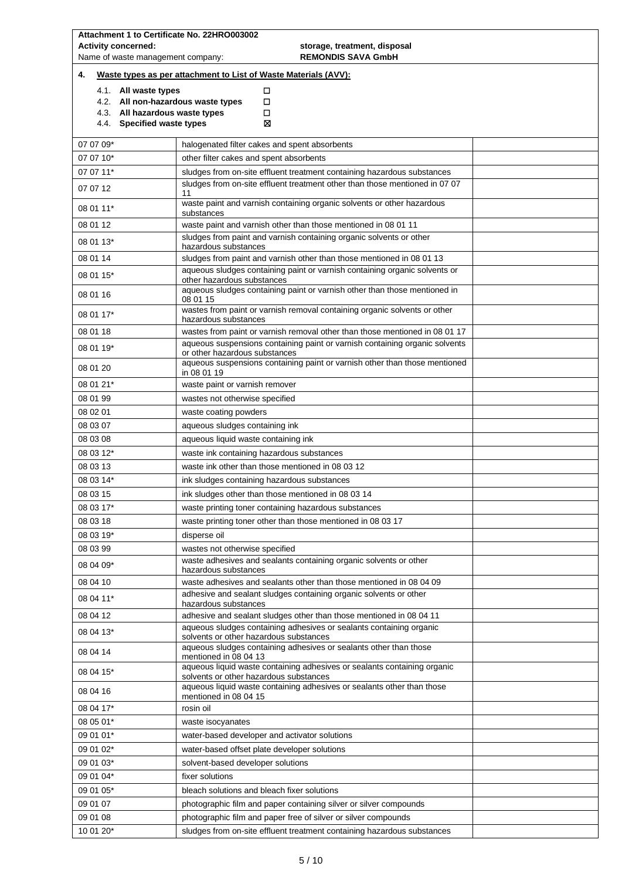**Attachment 1 to Certificate No. 22HRO003002**

**Activity concerned:** **storage, treatment, disposal**

Name of waste management company: **REMONDIS SAVA GmbH**

**4. Waste types as per attachment to List of Waste Materials (AVV):**

4.1. **All waste types** ☐
4.2. **All non-hazardous waste types** ☐
4.3. **All hazardous waste types** ☐
4.4. **Specified waste types** ☒

| | | |
|---|---|---|
| 07 07 09* | halogenated filter cakes and spent absorbents | |
| 07 07 10* | other filter cakes and spent absorbents | |
| 07 07 11* | sludges from on-site effluent treatment containing hazardous substances | |
| 07 07 12 | sludges from on-site effluent treatment other than those mentioned in 07 07 11 | |
| 08 01 11* | waste paint and varnish containing organic solvents or other hazardous substances | |
| 08 01 12 | waste paint and varnish other than those mentioned in 08 01 11 | |
| 08 01 13* | sludges from paint and varnish containing organic solvents or other hazardous substances | |
| 08 01 14 | sludges from paint and varnish other than those mentioned in 08 01 13 | |
| 08 01 15* | aqueous sludges containing paint or varnish containing organic solvents or other hazardous substances | |
| 08 01 16 | aqueous sludges containing paint or varnish other than those mentioned in 08 01 15 | |
| 08 01 17* | wastes from paint or varnish removal containing organic solvents or other hazardous substances | |
| 08 01 18 | wastes from paint or varnish removal other than those mentioned in 08 01 17 | |
| 08 01 19* | aqueous suspensions containing paint or varnish containing organic solvents or other hazardous substances | |
| 08 01 20 | aqueous suspensions containing paint or varnish other than those mentioned in 08 01 19 | |
| 08 01 21* | waste paint or varnish remover | |
| 08 01 99 | wastes not otherwise specified | |
| 08 02 01 | waste coating powders | |
| 08 03 07 | aqueous sludges containing ink | |
| 08 03 08 | aqueous liquid waste containing ink | |
| 08 03 12* | waste ink containing hazardous substances | |
| 08 03 13 | waste ink other than those mentioned in 08 03 12 | |
| 08 03 14* | ink sludges containing hazardous substances | |
| 08 03 15 | ink sludges other than those mentioned in 08 03 14 | |
| 08 03 17* | waste printing toner containing hazardous substances | |
| 08 03 18 | waste printing toner other than those mentioned in 08 03 17 | |
| 08 03 19* | disperse oil | |
| 08 03 99 | wastes not otherwise specified | |
| 08 04 09* | waste adhesives and sealants containing organic solvents or other hazardous substances | |
| 08 04 10 | waste adhesives and sealants other than those mentioned in 08 04 09 | |
| 08 04 11* | adhesive and sealant sludges containing organic solvents or other hazardous substances | |
| 08 04 12 | adhesive and sealant sludges other than those mentioned in 08 04 11 | |
| 08 04 13* | aqueous sludges containing adhesives or sealants containing organic solvents or other hazardous substances | |
| 08 04 14 | aqueous sludges containing adhesives or sealants other than those mentioned in 08 04 13 | |
| 08 04 15* | aqueous liquid waste containing adhesives or sealants containing organic solvents or other hazardous substances | |
| 08 04 16 | aqueous liquid waste containing adhesives or sealants other than those mentioned in 08 04 15 | |
| 08 04 17* | rosin oil | |
| 08 05 01* | waste isocyanates | |
| 09 01 01* | water-based developer and activator solutions | |
| 09 01 02* | water-based offset plate developer solutions | |
| 09 01 03* | solvent-based developer solutions | |
| 09 01 04* | fixer solutions | |
| 09 01 05* | bleach solutions and bleach fixer solutions | |
| 09 01 07 | photographic film and paper containing silver or silver compounds | |
| 09 01 08 | photographic film and paper free of silver or silver compounds | |
| 10 01 20* | sludges from on-site effluent treatment containing hazardous substances | |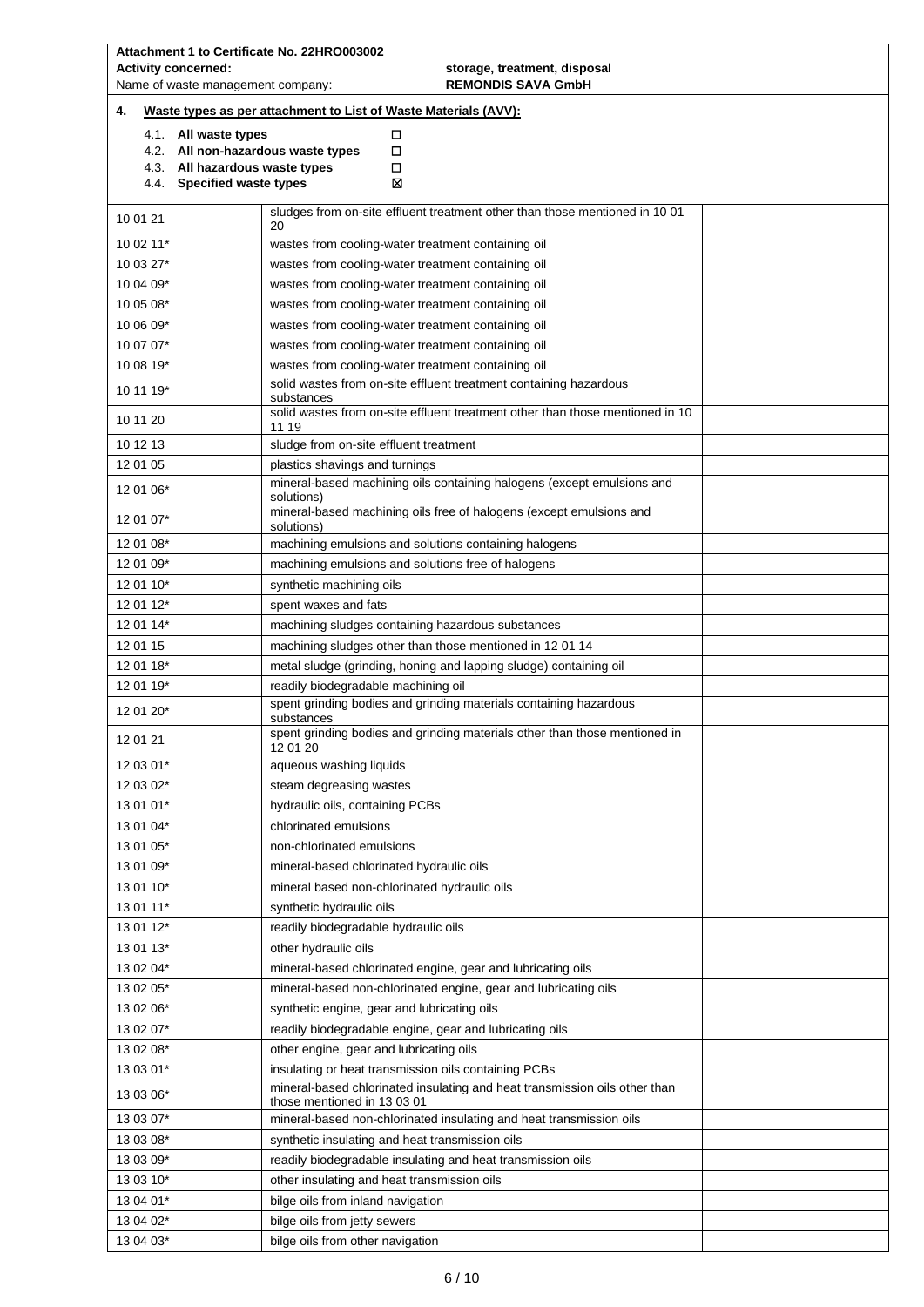**Attachment 1 to Certificate No. 22HRO003002**

**Activity concerned:** **storage, treatment, disposal**

Name of waste management company: **REMONDIS SAVA GmbH**

**4. Waste types as per attachment to List of Waste Materials (AVV):**

4.1. **All waste types** ☐

4.2. **All non-hazardous waste types** ☐

4.3. **All hazardous waste types** ☐

4.4. **Specified waste types** ☒

| | | |
|---|---|---|
| 10 01 21 | sludges from on-site effluent treatment other than those mentioned in 10 01 20 | |
| 10 02 11* | wastes from cooling-water treatment containing oil | |
| 10 03 27* | wastes from cooling-water treatment containing oil | |
| 10 04 09* | wastes from cooling-water treatment containing oil | |
| 10 05 08* | wastes from cooling-water treatment containing oil | |
| 10 06 09* | wastes from cooling-water treatment containing oil | |
| 10 07 07* | wastes from cooling-water treatment containing oil | |
| 10 08 19* | wastes from cooling-water treatment containing oil | |
| 10 11 19* | solid wastes from on-site effluent treatment containing hazardous substances | |
| 10 11 20 | solid wastes from on-site effluent treatment other than those mentioned in 10 11 19 | |
| 10 12 13 | sludge from on-site effluent treatment | |
| 12 01 05 | plastics shavings and turnings | |
| 12 01 06* | mineral-based machining oils containing halogens (except emulsions and solutions) | |
| 12 01 07* | mineral-based machining oils free of halogens (except emulsions and solutions) | |
| 12 01 08* | machining emulsions and solutions containing halogens | |
| 12 01 09* | machining emulsions and solutions free of halogens | |
| 12 01 10* | synthetic machining oils | |
| 12 01 12* | spent waxes and fats | |
| 12 01 14* | machining sludges containing hazardous substances | |
| 12 01 15 | machining sludges other than those mentioned in 12 01 14 | |
| 12 01 18* | metal sludge (grinding, honing and lapping sludge) containing oil | |
| 12 01 19* | readily biodegradable machining oil | |
| 12 01 20* | spent grinding bodies and grinding materials containing hazardous substances | |
| 12 01 21 | spent grinding bodies and grinding materials other than those mentioned in 12 01 20 | |
| 12 03 01* | aqueous washing liquids | |
| 12 03 02* | steam degreasing wastes | |
| 13 01 01* | hydraulic oils, containing PCBs | |
| 13 01 04* | chlorinated emulsions | |
| 13 01 05* | non-chlorinated emulsions | |
| 13 01 09* | mineral-based chlorinated hydraulic oils | |
| 13 01 10* | mineral based non-chlorinated hydraulic oils | |
| 13 01 11* | synthetic hydraulic oils | |
| 13 01 12* | readily biodegradable hydraulic oils | |
| 13 01 13* | other hydraulic oils | |
| 13 02 04* | mineral-based chlorinated engine, gear and lubricating oils | |
| 13 02 05* | mineral-based non-chlorinated engine, gear and lubricating oils | |
| 13 02 06* | synthetic engine, gear and lubricating oils | |
| 13 02 07* | readily biodegradable engine, gear and lubricating oils | |
| 13 02 08* | other engine, gear and lubricating oils | |
| 13 03 01* | insulating or heat transmission oils containing PCBs | |
| 13 03 06* | mineral-based chlorinated insulating and heat transmission oils other than those mentioned in 13 03 01 | |
| 13 03 07* | mineral-based non-chlorinated insulating and heat transmission oils | |
| 13 03 08* | synthetic insulating and heat transmission oils | |
| 13 03 09* | readily biodegradable insulating and heat transmission oils | |
| 13 03 10* | other insulating and heat transmission oils | |
| 13 04 01* | bilge oils from inland navigation | |
| 13 04 02* | bilge oils from jetty sewers | |
| 13 04 03* | bilge oils from other navigation | |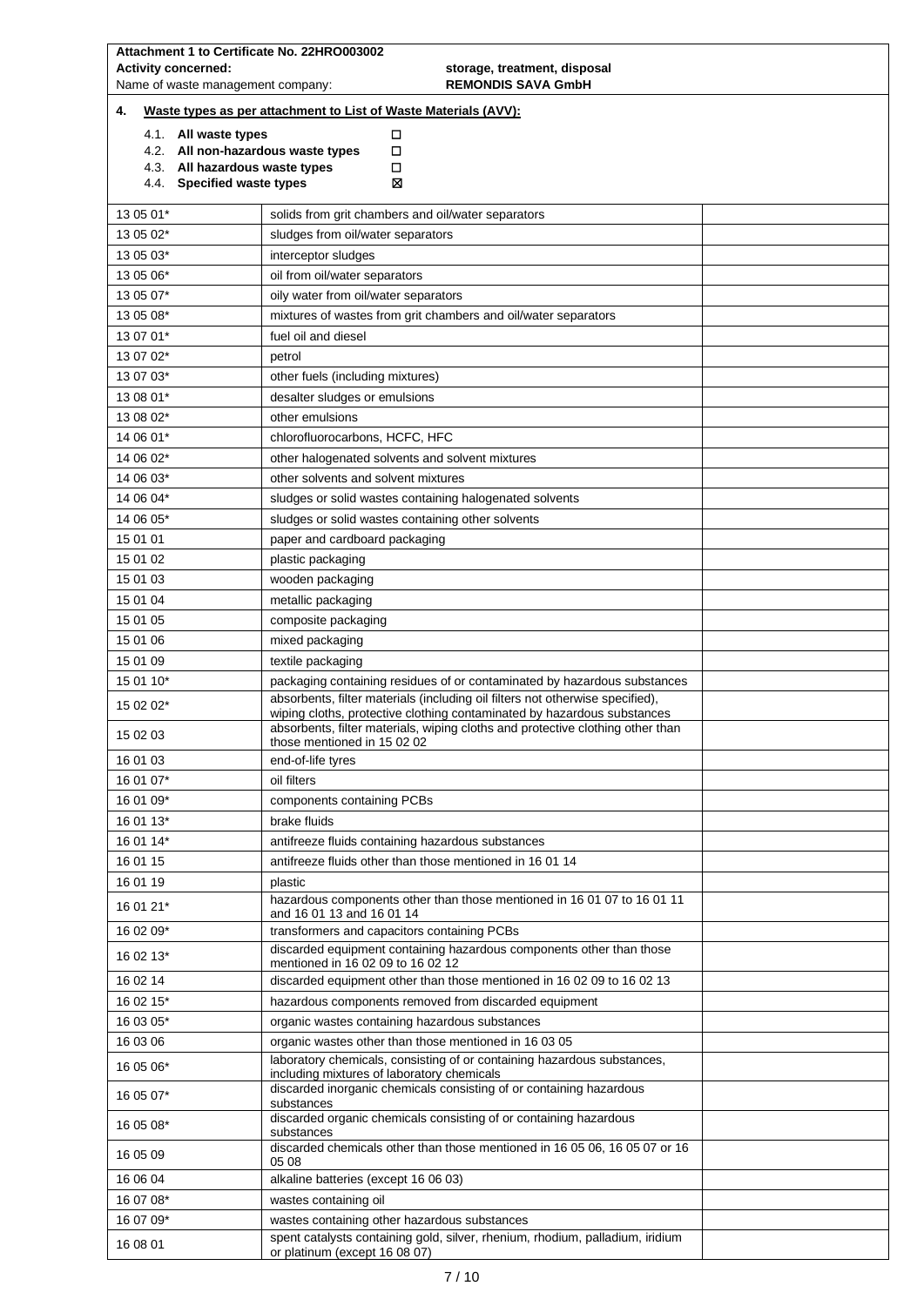**Attachment 1 to Certificate No. 22HRO003002**

**Activity concerned:** **storage, treatment, disposal**

Name of waste management company: **REMONDIS SAVA GmbH**

**4. Waste types as per attachment to List of Waste Materials (AVV):**

4.1. **All waste types** ☐
4.2. **All non-hazardous waste types** ☐
4.3. **All hazardous waste types** ☐
4.4. **Specified waste types** ☒

| | | |
|---|---|---|
| 13 05 01* | solids from grit chambers and oil/water separators | |
| 13 05 02* | sludges from oil/water separators | |
| 13 05 03* | interceptor sludges | |
| 13 05 06* | oil from oil/water separators | |
| 13 05 07* | oily water from oil/water separators | |
| 13 05 08* | mixtures of wastes from grit chambers and oil/water separators | |
| 13 07 01* | fuel oil and diesel | |
| 13 07 02* | petrol | |
| 13 07 03* | other fuels (including mixtures) | |
| 13 08 01* | desalter sludges or emulsions | |
| 13 08 02* | other emulsions | |
| 14 06 01* | chlorofluorocarbons, HCFC, HFC | |
| 14 06 02* | other halogenated solvents and solvent mixtures | |
| 14 06 03* | other solvents and solvent mixtures | |
| 14 06 04* | sludges or solid wastes containing halogenated solvents | |
| 14 06 05* | sludges or solid wastes containing other solvents | |
| 15 01 01 | paper and cardboard packaging | |
| 15 01 02 | plastic packaging | |
| 15 01 03 | wooden packaging | |
| 15 01 04 | metallic packaging | |
| 15 01 05 | composite packaging | |
| 15 01 06 | mixed packaging | |
| 15 01 09 | textile packaging | |
| 15 01 10* | packaging containing residues of or contaminated by hazardous substances | |
| 15 02 02* | absorbents, filter materials (including oil filters not otherwise specified), wiping cloths, protective clothing contaminated by hazardous substances | |
| 15 02 03 | absorbents, filter materials, wiping cloths and protective clothing other than those mentioned in 15 02 02 | |
| 16 01 03 | end-of-life tyres | |
| 16 01 07* | oil filters | |
| 16 01 09* | components containing PCBs | |
| 16 01 13* | brake fluids | |
| 16 01 14* | antifreeze fluids containing hazardous substances | |
| 16 01 15 | antifreeze fluids other than those mentioned in 16 01 14 | |
| 16 01 19 | plastic | |
| 16 01 21* | hazardous components other than those mentioned in 16 01 07 to 16 01 11 and 16 01 13 and 16 01 14 | |
| 16 02 09* | transformers and capacitors containing PCBs | |
| 16 02 13* | discarded equipment containing hazardous components other than those mentioned in 16 02 09 to 16 02 12 | |
| 16 02 14 | discarded equipment other than those mentioned in 16 02 09 to 16 02 13 | |
| 16 02 15* | hazardous components removed from discarded equipment | |
| 16 03 05* | organic wastes containing hazardous substances | |
| 16 03 06 | organic wastes other than those mentioned in 16 03 05 | |
| 16 05 06* | laboratory chemicals, consisting of or containing hazardous substances, including mixtures of laboratory chemicals | |
| 16 05 07* | discarded inorganic chemicals consisting of or containing hazardous substances | |
| 16 05 08* | discarded organic chemicals consisting of or containing hazardous substances | |
| 16 05 09 | discarded chemicals other than those mentioned in 16 05 06, 16 05 07 or 16 05 08 | |
| 16 06 04 | alkaline batteries (except 16 06 03) | |
| 16 07 08* | wastes containing oil | |
| 16 07 09* | wastes containing other hazardous substances | |
| 16 08 01 | spent catalysts containing gold, silver, rhenium, rhodium, palladium, iridium or platinum (except 16 08 07) | |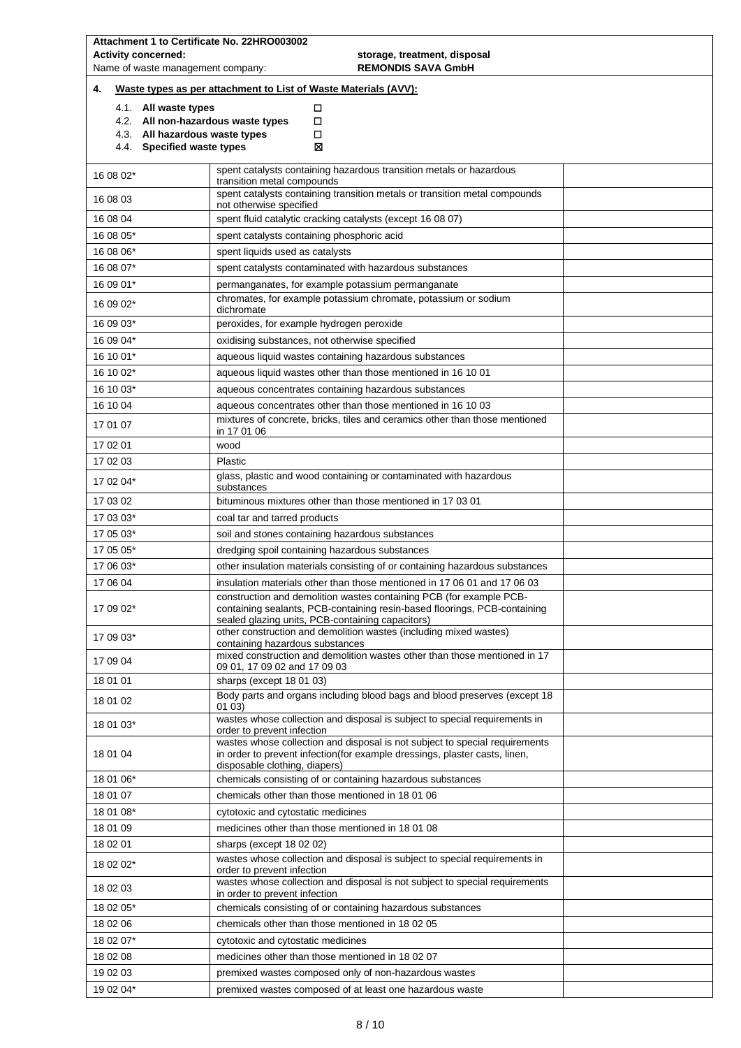**Attachment 1 to Certificate No. 22HRO003002**

**Activity concerned:** **storage, treatment, disposal**

Name of waste management company: **REMONDIS SAVA GmbH**

**4. Waste types as per attachment to List of Waste Materials (AVV):**

4.1. **All waste types** ☐

4.2. **All non-hazardous waste types** ☐

4.3. **All hazardous waste types** ☐

4.4. **Specified waste types** ☒

| | | |
|---|---|---|
| 16 08 02* | spent catalysts containing hazardous transition metals or hazardous transition metal compounds | |
| 16 08 03 | spent catalysts containing transition metals or transition metal compounds not otherwise specified | |
| 16 08 04 | spent fluid catalytic cracking catalysts (except 16 08 07) | |
| 16 08 05* | spent catalysts containing phosphoric acid | |
| 16 08 06* | spent liquids used as catalysts | |
| 16 08 07* | spent catalysts contaminated with hazardous substances | |
| 16 09 01* | permanganates, for example potassium permanganate | |
| 16 09 02* | chromates, for example potassium chromate, potassium or sodium dichromate | |
| 16 09 03* | peroxides, for example hydrogen peroxide | |
| 16 09 04* | oxidising substances, not otherwise specified | |
| 16 10 01* | aqueous liquid wastes containing hazardous substances | |
| 16 10 02* | aqueous liquid wastes other than those mentioned in 16 10 01 | |
| 16 10 03* | aqueous concentrates containing hazardous substances | |
| 16 10 04 | aqueous concentrates other than those mentioned in 16 10 03 | |
| 17 01 07 | mixtures of concrete, bricks, tiles and ceramics other than those mentioned in 17 01 06 | |
| 17 02 01 | wood | |
| 17 02 03 | Plastic | |
| 17 02 04* | glass, plastic and wood containing or contaminated with hazardous substances | |
| 17 03 02 | bituminous mixtures other than those mentioned in 17 03 01 | |
| 17 03 03* | coal tar and tarred products | |
| 17 05 03* | soil and stones containing hazardous substances | |
| 17 05 05* | dredging spoil containing hazardous substances | |
| 17 06 03* | other insulation materials consisting of or containing hazardous substances | |
| 17 06 04 | insulation materials other than those mentioned in 17 06 01 and 17 06 03 | |
| 17 09 02* | construction and demolition wastes containing PCB (for example PCB-containing sealants, PCB-containing resin-based floorings, PCB-containing sealed glazing units, PCB-containing capacitors) | |
| 17 09 03* | other construction and demolition wastes (including mixed wastes) containing hazardous substances | |
| 17 09 04 | mixed construction and demolition wastes other than those mentioned in 17 09 01, 17 09 02 and 17 09 03 | |
| 18 01 01 | sharps (except 18 01 03) | |
| 18 01 02 | Body parts and organs including blood bags and blood preserves (except 18 01 03) | |
| 18 01 03* | wastes whose collection and disposal is subject to special requirements in order to prevent infection | |
| 18 01 04 | wastes whose collection and disposal is not subject to special requirements in order to prevent infection(for example dressings, plaster casts, linen, disposable clothing, diapers) | |
| 18 01 06* | chemicals consisting of or containing hazardous substances | |
| 18 01 07 | chemicals other than those mentioned in 18 01 06 | |
| 18 01 08* | cytotoxic and cytostatic medicines | |
| 18 01 09 | medicines other than those mentioned in 18 01 08 | |
| 18 02 01 | sharps (except 18 02 02) | |
| 18 02 02* | wastes whose collection and disposal is subject to special requirements in order to prevent infection | |
| 18 02 03 | wastes whose collection and disposal is not subject to special requirements in order to prevent infection | |
| 18 02 05* | chemicals consisting of or containing hazardous substances | |
| 18 02 06 | chemicals other than those mentioned in 18 02 05 | |
| 18 02 07* | cytotoxic and cytostatic medicines | |
| 18 02 08 | medicines other than those mentioned in 18 02 07 | |
| 19 02 03 | premixed wastes composed only of non-hazardous wastes | |
| 19 02 04* | premixed wastes composed of at least one hazardous waste | |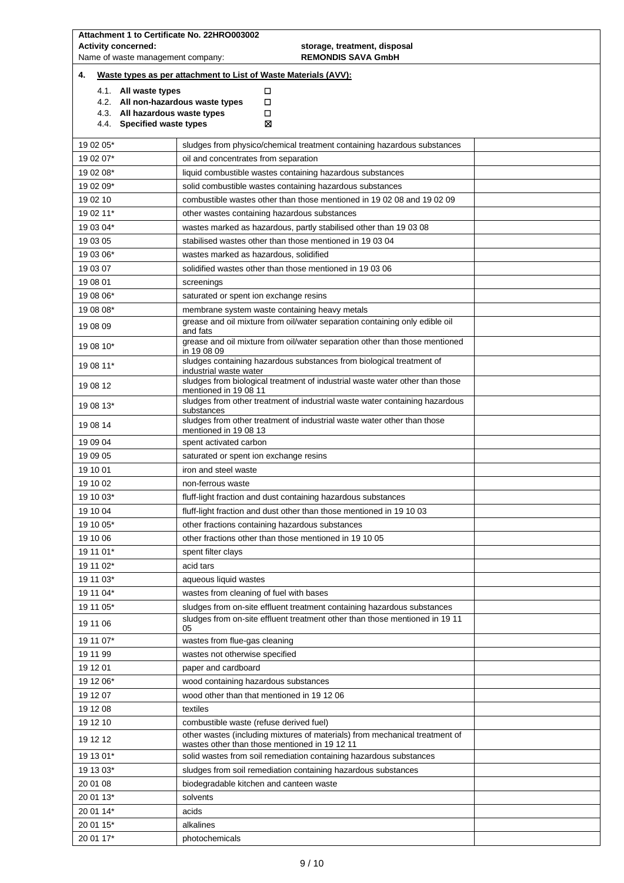**Attachment 1 to Certificate No. 22HRO003002**

**Activity concerned:** **storage, treatment, disposal**

Name of waste management company: **REMONDIS SAVA GmbH**

**4. Waste types as per attachment to List of Waste Materials (AVV):**

4.1. **All waste types** ☐
4.2. **All non-hazardous waste types** ☐
4.3. **All hazardous waste types** ☐
4.4. **Specified waste types** ☒

| | | |
|---|---|---|
| 19 02 05* | sludges from physico/chemical treatment containing hazardous substances | |
| 19 02 07* | oil and concentrates from separation | |
| 19 02 08* | liquid combustible wastes containing hazardous substances | |
| 19 02 09* | solid combustible wastes containing hazardous substances | |
| 19 02 10 | combustible wastes other than those mentioned in 19 02 08 and 19 02 09 | |
| 19 02 11* | other wastes containing hazardous substances | |
| 19 03 04* | wastes marked as hazardous, partly stabilised other than 19 03 08 | |
| 19 03 05 | stabilised wastes other than those mentioned in 19 03 04 | |
| 19 03 06* | wastes marked as hazardous, solidified | |
| 19 03 07 | solidified wastes other than those mentioned in 19 03 06 | |
| 19 08 01 | screenings | |
| 19 08 06* | saturated or spent ion exchange resins | |
| 19 08 08* | membrane system waste containing heavy metals | |
| 19 08 09 | grease and oil mixture from oil/water separation containing only edible oil and fats | |
| 19 08 10* | grease and oil mixture from oil/water separation other than those mentioned in 19 08 09 | |
| 19 08 11* | sludges containing hazardous substances from biological treatment of industrial waste water | |
| 19 08 12 | sludges from biological treatment of industrial waste water other than those mentioned in 19 08 11 | |
| 19 08 13* | sludges from other treatment of industrial waste water containing hazardous substances | |
| 19 08 14 | sludges from other treatment of industrial waste water other than those mentioned in 19 08 13 | |
| 19 09 04 | spent activated carbon | |
| 19 09 05 | saturated or spent ion exchange resins | |
| 19 10 01 | iron and steel waste | |
| 19 10 02 | non-ferrous waste | |
| 19 10 03* | fluff-light fraction and dust containing hazardous substances | |
| 19 10 04 | fluff-light fraction and dust other than those mentioned in 19 10 03 | |
| 19 10 05* | other fractions containing hazardous substances | |
| 19 10 06 | other fractions other than those mentioned in 19 10 05 | |
| 19 11 01* | spent filter clays | |
| 19 11 02* | acid tars | |
| 19 11 03* | aqueous liquid wastes | |
| 19 11 04* | wastes from cleaning of fuel with bases | |
| 19 11 05* | sludges from on-site effluent treatment containing hazardous substances | |
| 19 11 06 | sludges from on-site effluent treatment other than those mentioned in 19 11 05 | |
| 19 11 07* | wastes from flue-gas cleaning | |
| 19 11 99 | wastes not otherwise specified | |
| 19 12 01 | paper and cardboard | |
| 19 12 06* | wood containing hazardous substances | |
| 19 12 07 | wood other than that mentioned in 19 12 06 | |
| 19 12 08 | textiles | |
| 19 12 10 | combustible waste (refuse derived fuel) | |
| 19 12 12 | other wastes (including mixtures of materials) from mechanical treatment of wastes other than those mentioned in 19 12 11 | |
| 19 13 01* | solid wastes from soil remediation containing hazardous substances | |
| 19 13 03* | sludges from soil remediation containing hazardous substances | |
| 20 01 08 | biodegradable kitchen and canteen waste | |
| 20 01 13* | solvents | |
| 20 01 14* | acids | |
| 20 01 15* | alkalines | |
| 20 01 17* | photochemicals | |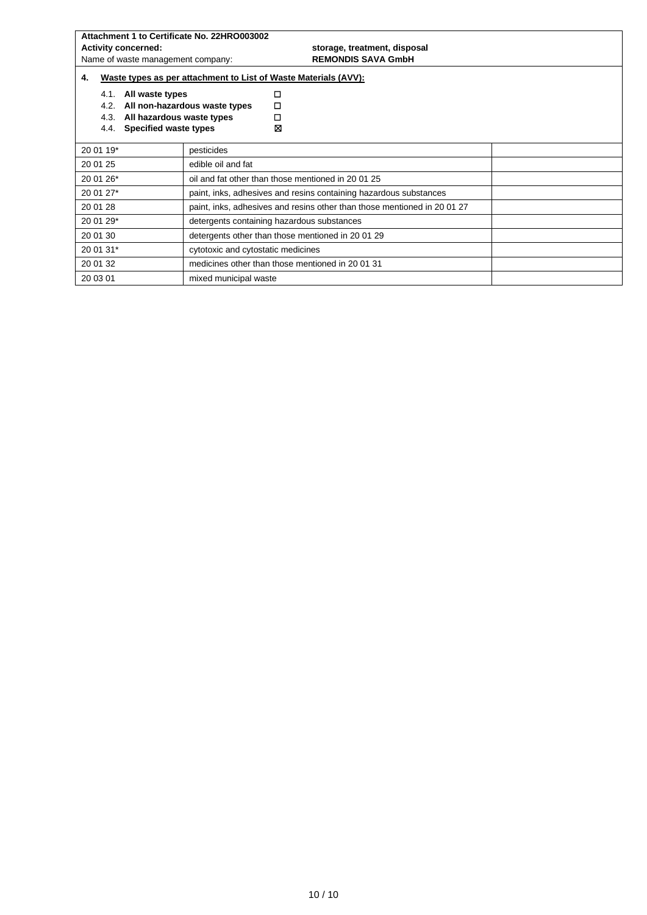**Attachment 1 to Certificate No. 22HRO003002**

**Activity concerned:** **storage, treatment, disposal**

Name of waste management company: **REMONDIS SAVA GmbH**

**4. Waste types as per attachment to List of Waste Materials (AVV):**

4.1. **All waste types** ☐
4.2. **All non-hazardous waste types** ☐
4.3. **All hazardous waste types** ☐
4.4. **Specified waste types** ☒

| | | |
|---|---|---|
| 20 01 19* | pesticides | |
| 20 01 25 | edible oil and fat | |
| 20 01 26* | oil and fat other than those mentioned in 20 01 25 | |
| 20 01 27* | paint, inks, adhesives and resins containing hazardous substances | |
| 20 01 28 | paint, inks, adhesives and resins other than those mentioned in 20 01 27 | |
| 20 01 29* | detergents containing hazardous substances | |
| 20 01 30 | detergents other than those mentioned in 20 01 29 | |
| 20 01 31* | cytotoxic and cytostatic medicines | |
| 20 01 32 | medicines other than those mentioned in 20 01 31 | |
| 20 03 01 | mixed municipal waste | |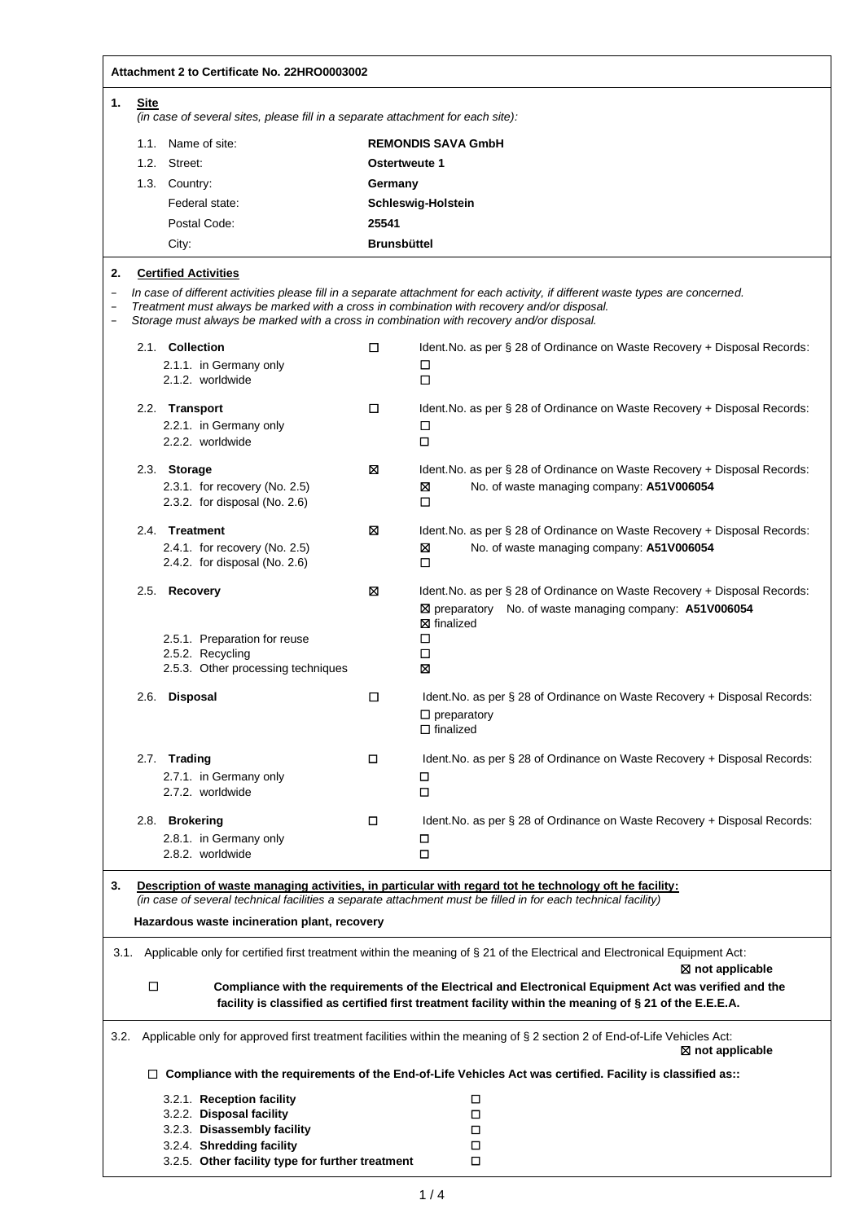**Attachment 2 to Certificate No. 22HRO0003002**

**1. Site**

*(in case of several sites, please fill in a separate attachment for each site):*

| | |
|---|---|
| 1.1. Name of site: | **REMONDIS SAVA GmbH** |
| 1.2. Street: | **Ostertweute 1** |
| 1.3. Country: | **Germany** |
| Federal state: | **Schleswig-Holstein** |
| Postal Code: | **25541** |
| City: | **Brunsbüttel** |

**2. Certified Activities**

- *In case of different activities please fill in a separate attachment for each activity, if different waste types are concerned.*
- *Treatment must always be marked with a cross in combination with recovery and/or disposal.*
- *Storage must always be marked with a cross in combination with recovery and/or disposal.*

| | | |
|---|---|---|
| 2.1. **Collection** | ☐ | Ident.No. as per § 28 of Ordinance on Waste Recovery + Disposal Records: |
| 2.1.1. in Germany only | | ☐ |
| 2.1.2. worldwide | | ☐ |
| 2.2. **Transport** | ☐ | Ident.No. as per § 28 of Ordinance on Waste Recovery + Disposal Records: |
| 2.2.1. in Germany only | | ☐ |
| 2.2.2. worldwide | | ☐ |
| 2.3. **Storage** | ☒ | Ident.No. as per § 28 of Ordinance on Waste Recovery + Disposal Records: |
| 2.3.1. for recovery (No. 2.5) | | ☒ No. of waste managing company: **A51V006054** |
| 2.3.2. for disposal (No. 2.6) | | ☐ |
| 2.4. **Treatment** | ☒ | Ident.No. as per § 28 of Ordinance on Waste Recovery + Disposal Records: |
| 2.4.1. for recovery (No. 2.5) | | ☒ No. of waste managing company: **A51V006054** |
| 2.4.2. for disposal (No. 2.6) | | ☐ |
| 2.5. **Recovery** | ☒ | Ident.No. as per § 28 of Ordinance on Waste Recovery + Disposal Records: ☒ preparatory No. of waste managing company: **A51V006054** ☒ finalized |
| 2.5.1. Preparation for reuse | | ☐ |
| 2.5.2. Recycling | | ☐ |
| 2.5.3. Other processing techniques | | ☒ |
| 2.6. **Disposal** | ☐ | Ident.No. as per § 28 of Ordinance on Waste Recovery + Disposal Records: ☐ preparatory ☐ finalized |
| 2.7. **Trading** | ☐ | Ident.No. as per § 28 of Ordinance on Waste Recovery + Disposal Records: |
| 2.7.1. in Germany only | | ☐ |
| 2.7.2. worldwide | | ☐ |
| 2.8. **Brokering** | ☐ | Ident.No. as per § 28 of Ordinance on Waste Recovery + Disposal Records: |
| 2.8.1. in Germany only | | ☐ |
| 2.8.2. worldwide | | ☐ |

**3. Description of waste managing activities, in particular with regard tot he technology oft he facility:**

*(in case of several technical facilities a separate attachment must be filled in for each technical facility)*

**Hazardous waste incineration plant, recovery**

3.1. Applicable only for certified first treatment within the meaning of § 21 of the Electrical and Electronical Equipment Act:

☒ **not applicable**

☐ **Compliance with the requirements of the Electrical and Electronical Equipment Act was verified and the facility is classified as certified first treatment facility within the meaning of § 21 of the E.E.E.A.**

3.2. Applicable only for approved first treatment facilities within the meaning of § 2 section 2 of End-of-Life Vehicles Act:

☒ **not applicable**

☐ **Compliance with the requirements of the End-of-Life Vehicles Act was certified. Facility is classified as::**

| | |
|---|---|
| 3.2.1. **Reception facility** | ☐ |
| 3.2.2. **Disposal facility** | ☐ |
| 3.2.3. **Disassembly facility** | ☐ |
| 3.2.4. **Shredding facility** | ☐ |
| 3.2.5. **Other facility type for further treatment** | ☐ |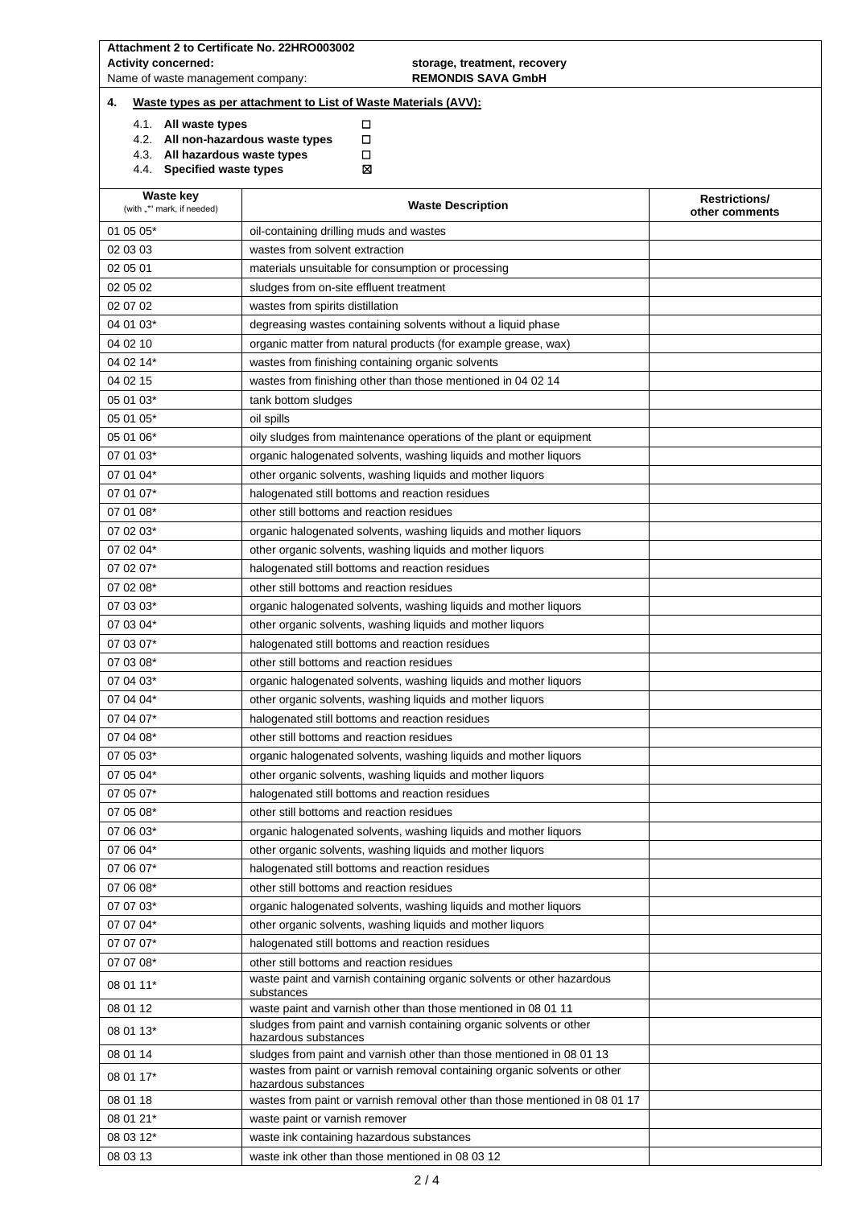**Attachment 2 to Certificate No. 22HRO003002**

**Activity concerned:** **storage, treatment, recovery**

Name of waste management company: **REMONDIS SAVA GmbH**

**4. Waste types as per attachment to List of Waste Materials (AVV):**

4.1. **All waste types** ☐

4.2. **All non-hazardous waste types** ☐

4.3. **All hazardous waste types** ☐

4.4. **Specified waste types** ☒

| Waste key (with „*" mark, if needed) | Waste Description | Restrictions/ other comments |
|---|---|---|
| 01 05 05* | oil-containing drilling muds and wastes | |
| 02 03 03 | wastes from solvent extraction | |
| 02 05 01 | materials unsuitable for consumption or processing | |
| 02 05 02 | sludges from on-site effluent treatment | |
| 02 07 02 | wastes from spirits distillation | |
| 04 01 03* | degreasing wastes containing solvents without a liquid phase | |
| 04 02 10 | organic matter from natural products (for example grease, wax) | |
| 04 02 14* | wastes from finishing containing organic solvents | |
| 04 02 15 | wastes from finishing other than those mentioned in 04 02 14 | |
| 05 01 03* | tank bottom sludges | |
| 05 01 05* | oil spills | |
| 05 01 06* | oily sludges from maintenance operations of the plant or equipment | |
| 07 01 03* | organic halogenated solvents, washing liquids and mother liquors | |
| 07 01 04* | other organic solvents, washing liquids and mother liquors | |
| 07 01 07* | halogenated still bottoms and reaction residues | |
| 07 01 08* | other still bottoms and reaction residues | |
| 07 02 03* | organic halogenated solvents, washing liquids and mother liquors | |
| 07 02 04* | other organic solvents, washing liquids and mother liquors | |
| 07 02 07* | halogenated still bottoms and reaction residues | |
| 07 02 08* | other still bottoms and reaction residues | |
| 07 03 03* | organic halogenated solvents, washing liquids and mother liquors | |
| 07 03 04* | other organic solvents, washing liquids and mother liquors | |
| 07 03 07* | halogenated still bottoms and reaction residues | |
| 07 03 08* | other still bottoms and reaction residues | |
| 07 04 03* | organic halogenated solvents, washing liquids and mother liquors | |
| 07 04 04* | other organic solvents, washing liquids and mother liquors | |
| 07 04 07* | halogenated still bottoms and reaction residues | |
| 07 04 08* | other still bottoms and reaction residues | |
| 07 05 03* | organic halogenated solvents, washing liquids and mother liquors | |
| 07 05 04* | other organic solvents, washing liquids and mother liquors | |
| 07 05 07* | halogenated still bottoms and reaction residues | |
| 07 05 08* | other still bottoms and reaction residues | |
| 07 06 03* | organic halogenated solvents, washing liquids and mother liquors | |
| 07 06 04* | other organic solvents, washing liquids and mother liquors | |
| 07 06 07* | halogenated still bottoms and reaction residues | |
| 07 06 08* | other still bottoms and reaction residues | |
| 07 07 03* | organic halogenated solvents, washing liquids and mother liquors | |
| 07 07 04* | other organic solvents, washing liquids and mother liquors | |
| 07 07 07* | halogenated still bottoms and reaction residues | |
| 07 07 08* | other still bottoms and reaction residues | |
| 08 01 11* | waste paint and varnish containing organic solvents or other hazardous substances | |
| 08 01 12 | waste paint and varnish other than those mentioned in 08 01 11 | |
| 08 01 13* | sludges from paint and varnish containing organic solvents or other hazardous substances | |
| 08 01 14 | sludges from paint and varnish other than those mentioned in 08 01 13 | |
| 08 01 17* | wastes from paint or varnish removal containing organic solvents or other hazardous substances | |
| 08 01 18 | wastes from paint or varnish removal other than those mentioned in 08 01 17 | |
| 08 01 21* | waste paint or varnish remover | |
| 08 03 12* | waste ink containing hazardous substances | |
| 08 03 13 | waste ink other than those mentioned in 08 03 12 | |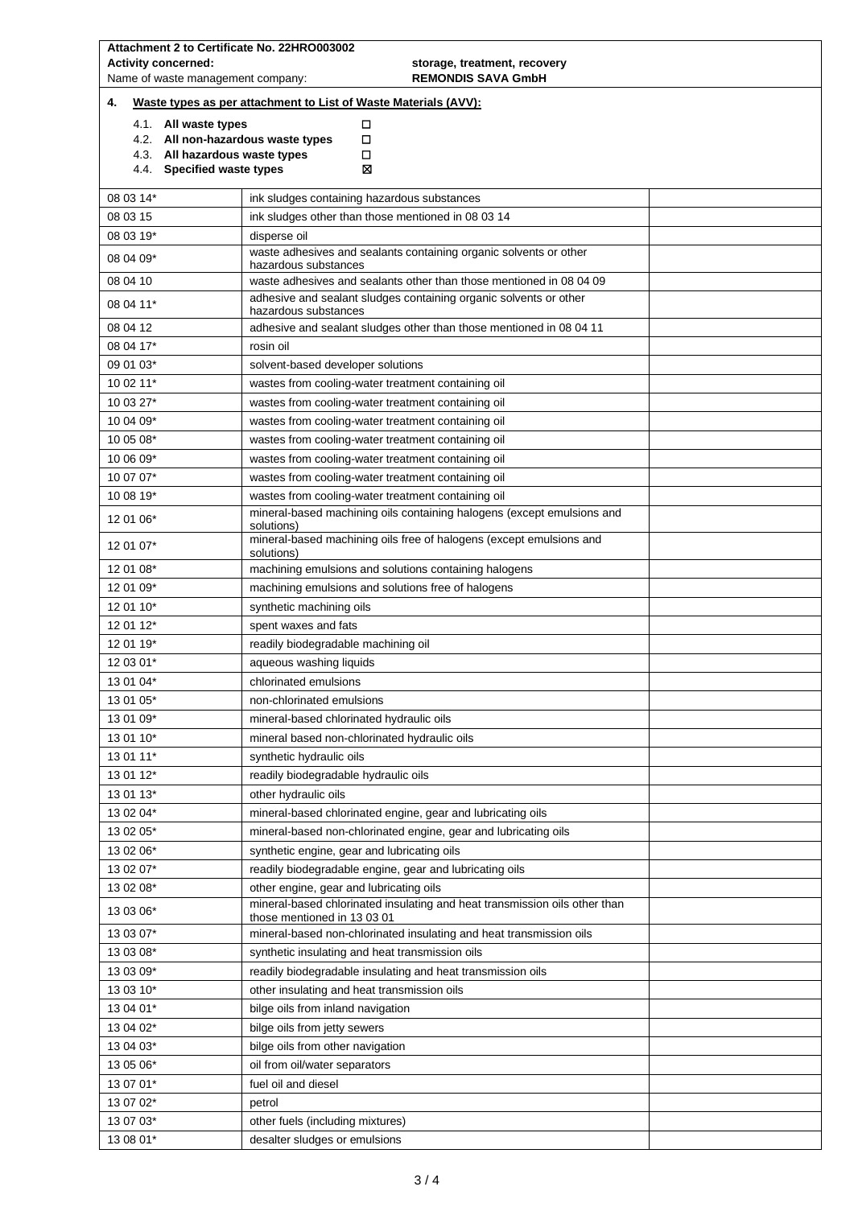**Attachment 2 to Certificate No. 22HRO003002**

**Activity concerned:** **storage, treatment, recovery**

Name of waste management company: **REMONDIS SAVA GmbH**

**4. Waste types as per attachment to List of Waste Materials (AVV):**

4.1. **All waste types** ☐
4.2. **All non-hazardous waste types** ☐
4.3. **All hazardous waste types** ☐
4.4. **Specified waste types** ☒

| Code | Description | |
|---|---|---|
| 08 03 14* | ink sludges containing hazardous substances | |
| 08 03 15 | ink sludges other than those mentioned in 08 03 14 | |
| 08 03 19* | disperse oil | |
| 08 04 09* | waste adhesives and sealants containing organic solvents or other hazardous substances | |
| 08 04 10 | waste adhesives and sealants other than those mentioned in 08 04 09 | |
| 08 04 11* | adhesive and sealant sludges containing organic solvents or other hazardous substances | |
| 08 04 12 | adhesive and sealant sludges other than those mentioned in 08 04 11 | |
| 08 04 17* | rosin oil | |
| 09 01 03* | solvent-based developer solutions | |
| 10 02 11* | wastes from cooling-water treatment containing oil | |
| 10 03 27* | wastes from cooling-water treatment containing oil | |
| 10 04 09* | wastes from cooling-water treatment containing oil | |
| 10 05 08* | wastes from cooling-water treatment containing oil | |
| 10 06 09* | wastes from cooling-water treatment containing oil | |
| 10 07 07* | wastes from cooling-water treatment containing oil | |
| 10 08 19* | wastes from cooling-water treatment containing oil | |
| 12 01 06* | mineral-based machining oils containing halogens (except emulsions and solutions) | |
| 12 01 07* | mineral-based machining oils free of halogens (except emulsions and solutions) | |
| 12 01 08* | machining emulsions and solutions containing halogens | |
| 12 01 09* | machining emulsions and solutions free of halogens | |
| 12 01 10* | synthetic machining oils | |
| 12 01 12* | spent waxes and fats | |
| 12 01 19* | readily biodegradable machining oil | |
| 12 03 01* | aqueous washing liquids | |
| 13 01 04* | chlorinated emulsions | |
| 13 01 05* | non-chlorinated emulsions | |
| 13 01 09* | mineral-based chlorinated hydraulic oils | |
| 13 01 10* | mineral based non-chlorinated hydraulic oils | |
| 13 01 11* | synthetic hydraulic oils | |
| 13 01 12* | readily biodegradable hydraulic oils | |
| 13 01 13* | other hydraulic oils | |
| 13 02 04* | mineral-based chlorinated engine, gear and lubricating oils | |
| 13 02 05* | mineral-based non-chlorinated engine, gear and lubricating oils | |
| 13 02 06* | synthetic engine, gear and lubricating oils | |
| 13 02 07* | readily biodegradable engine, gear and lubricating oils | |
| 13 02 08* | other engine, gear and lubricating oils | |
| 13 03 06* | mineral-based chlorinated insulating and heat transmission oils other than those mentioned in 13 03 01 | |
| 13 03 07* | mineral-based non-chlorinated insulating and heat transmission oils | |
| 13 03 08* | synthetic insulating and heat transmission oils | |
| 13 03 09* | readily biodegradable insulating and heat transmission oils | |
| 13 03 10* | other insulating and heat transmission oils | |
| 13 04 01* | bilge oils from inland navigation | |
| 13 04 02* | bilge oils from jetty sewers | |
| 13 04 03* | bilge oils from other navigation | |
| 13 05 06* | oil from oil/water separators | |
| 13 07 01* | fuel oil and diesel | |
| 13 07 02* | petrol | |
| 13 07 03* | other fuels (including mixtures) | |
| 13 08 01* | desalter sludges or emulsions | |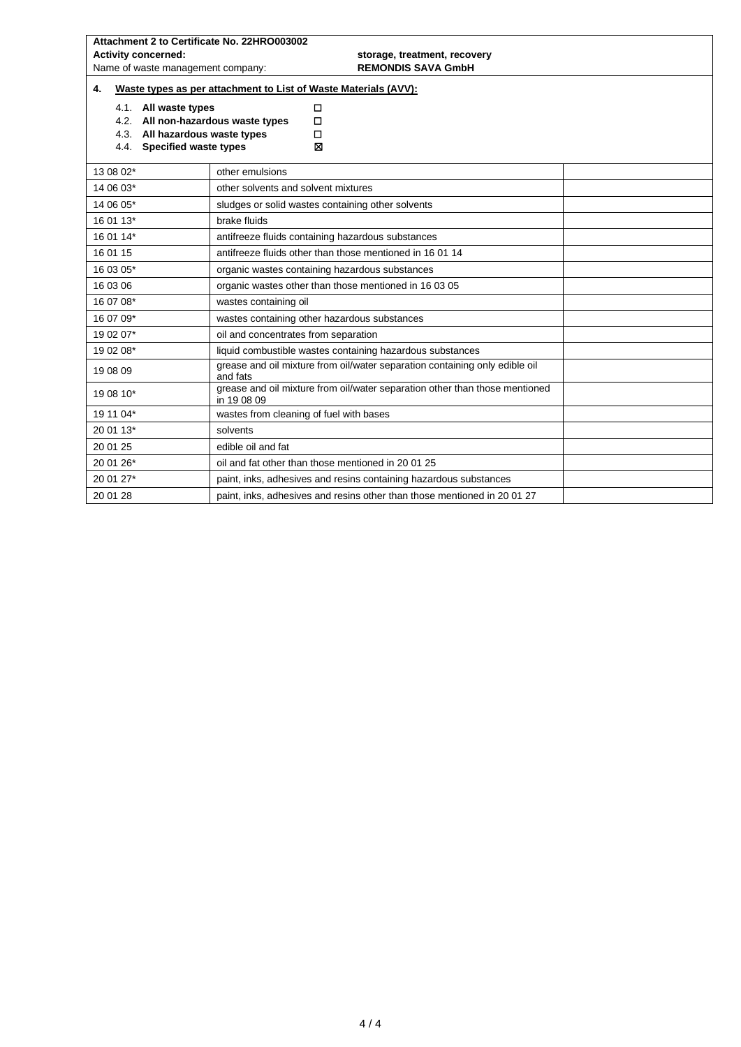**Attachment 2 to Certificate No. 22HRO003002**

**Activity concerned:** **storage, treatment, recovery**

Name of waste management company: **REMONDIS SAVA GmbH**

**4. Waste types as per attachment to List of Waste Materials (AVV):**

4.1. **All waste types** ☐

4.2. **All non-hazardous waste types** ☐

4.3. **All hazardous waste types** ☐

4.4. **Specified waste types** ☒

| | | |
|---|---|---|
| 13 08 02* | other emulsions | |
| 14 06 03* | other solvents and solvent mixtures | |
| 14 06 05* | sludges or solid wastes containing other solvents | |
| 16 01 13* | brake fluids | |
| 16 01 14* | antifreeze fluids containing hazardous substances | |
| 16 01 15 | antifreeze fluids other than those mentioned in 16 01 14 | |
| 16 03 05* | organic wastes containing hazardous substances | |
| 16 03 06 | organic wastes other than those mentioned in 16 03 05 | |
| 16 07 08* | wastes containing oil | |
| 16 07 09* | wastes containing other hazardous substances | |
| 19 02 07* | oil and concentrates from separation | |
| 19 02 08* | liquid combustible wastes containing hazardous substances | |
| 19 08 09 | grease and oil mixture from oil/water separation containing only edible oil and fats | |
| 19 08 10* | grease and oil mixture from oil/water separation other than those mentioned in 19 08 09 | |
| 19 11 04* | wastes from cleaning of fuel with bases | |
| 20 01 13* | solvents | |
| 20 01 25 | edible oil and fat | |
| 20 01 26* | oil and fat other than those mentioned in 20 01 25 | |
| 20 01 27* | paint, inks, adhesives and resins containing hazardous substances | |
| 20 01 28 | paint, inks, adhesives and resins other than those mentioned in 20 01 27 | |